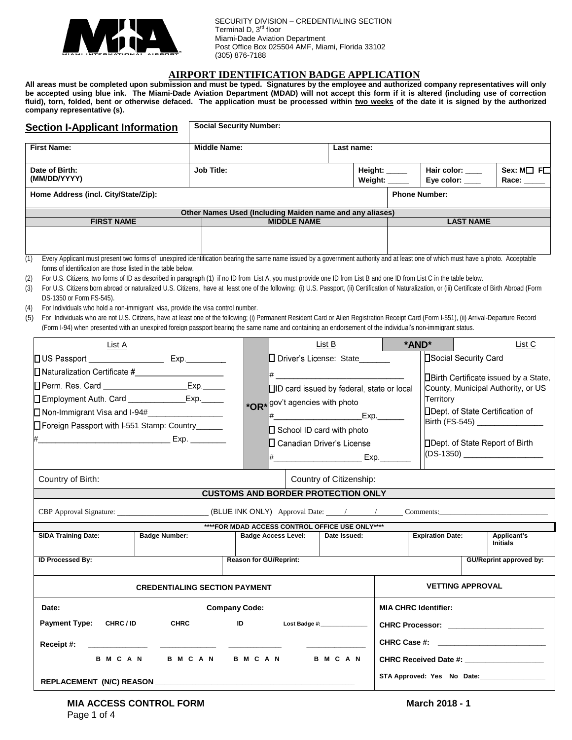SECURITY DIVISION – CREDENTIALING SECTION
Terminal D, 3rd floor
Miami-Dade Aviation Department
Post Office Box 025504 AMF, Miami, Florida 33102
(305) 876-7188

# AIRPORT IDENTIFICATION BADGE APPLICATION

**All areas must be completed upon submission and must be typed. Signatures by the employee and authorized company representatives will only be accepted using blue ink. The Miami-Dade Aviation Department (MDAD) will not accept this form if it is altered (including use of correction fluid), torn, folded, bent or otherwise defaced. The application must be processed within two weeks of the date it is signed by the authorized company representative (s).**

## Section I-Applicant Information

| | | | | | |
|---|---|---|---|---|---|
| | **Social Security Number:** | | | | |
| **First Name:** | **Middle Name:** | **Last name:** | | | |
| **Date of Birth: (MM/DD/YYYY)** | **Job Title:** | | **Height: _____ Weight: _____** | **Hair color: ____ Eye color: ____** | **Sex: M☐ F☐ Race: _____** |
| **Home Address (incl. City/State/Zip):** | | | **Phone Number:** | | |

**Other Names Used (Including Maiden name and any aliases)**

| FIRST NAME | MIDDLE NAME | LAST NAME |
|---|---|---|
| | | |
| | | |

(1) Every Applicant must present two forms of unexpired identification bearing the same name issued by a government authority and at least one of which must have a photo. Acceptable forms of identification are those listed in the table below.

(2) For U.S. Citizens, two forms of ID as described in paragraph (1) if no ID from List A, you must provide one ID from List B and one ID from List C in the table below.

(3) For U.S. Citizens born abroad or naturalized U.S. Citizens, have at least one of the following: (i) U.S. Passport, (ii) Certification of Naturalization, or (iii) Certificate of Birth Abroad (Form DS-1350 or Form FS-545).

(4) For Individuals who hold a non-immigrant visa, provide the visa control number.

(5) For Individuals who are not U.S. Citizens, have at least one of the following; (i) Permanent Resident Card or Alien Registration Receipt Card (Form I-551), (ii) Arrival-Departure Record (Form I-94) when presented with an unexpired foreign passport bearing the same name and containing an endorsement of the individual's non-immigrant status.

| List A | | List B | *AND* | List C |
|---|---|---|---|---|
| ☐ US Passport ________________ Exp.________<br>☐ Naturalization Certificate #___________________<br>☐ Perm. Res. Card __________________Exp._____<br>☐ Employment Auth. Card _____________Exp._____<br>☐ Non-Immigrant Visa and I-94#________________<br>☐ Foreign Passport with I-551 Stamp: Country______<br>#_____________________________ Exp. ________ | *OR* | ☐ Driver's License: State_______<br>#___________________________<br>☐ ID card issued by federal, state or local gov't agencies with photo<br>#___________________Exp.______<br>☐ School ID card with photo<br>☐ Canadian Driver's License<br>#___________________ Exp._______ | | ☐ Social Security Card<br>☐ Birth Certificate issued by a State, County, Municipal Authority, or US Territory<br>☐ Dept. of State Certification of Birth (FS-545) _______________<br>☐ Dept. of State Report of Birth (DS-1350) __________________ |
| Country of Birth: | | Country of Citizenship: | | |

**CUSTOMS AND BORDER PROTECTION ONLY**

CBP Approval Signature: _______________________ (BLUE INK ONLY) Approval Date: ____/______/______ Comments:___________________________

**\*\*\*\*FOR MDAD ACCESS CONTROL OFFICE USE ONLY\*\*\*\***

| SIDA Training Date: | Badge Number: | Badge Access Level: | Date Issued: | Expiration Date: | Applicant's Initials |
|---|---|---|---|---|---|
| | | | | | |

| ID Processed By: | Reason for GU/Reprint: | GU/Reprint approved by: |
|---|---|---|
| | | |

| CREDENTIALING SECTION PAYMENT | VETTING APPROVAL |
|---|---|
| Date: ___________________ Company Code: ________________ | MIA CHRC Identifier: ____________________ |
| Payment Type: CHRC / ID CHRC ID Lost Badge #:______________ | CHRC Processor: ______________________ |
| Receipt #: ______________ ______________ ______________ ______________ | CHRC Case #: __________________________ |
| B M C A N B M C A N B M C A N B M C A N | CHRC Received Date #: ___________________ |
| REPLACEMENT (N/C) REASON ______________________________________________ | STA Approved: Yes No Date:_________________ |

**MIA ACCESS CONTROL FORM** **March 2018 - 1**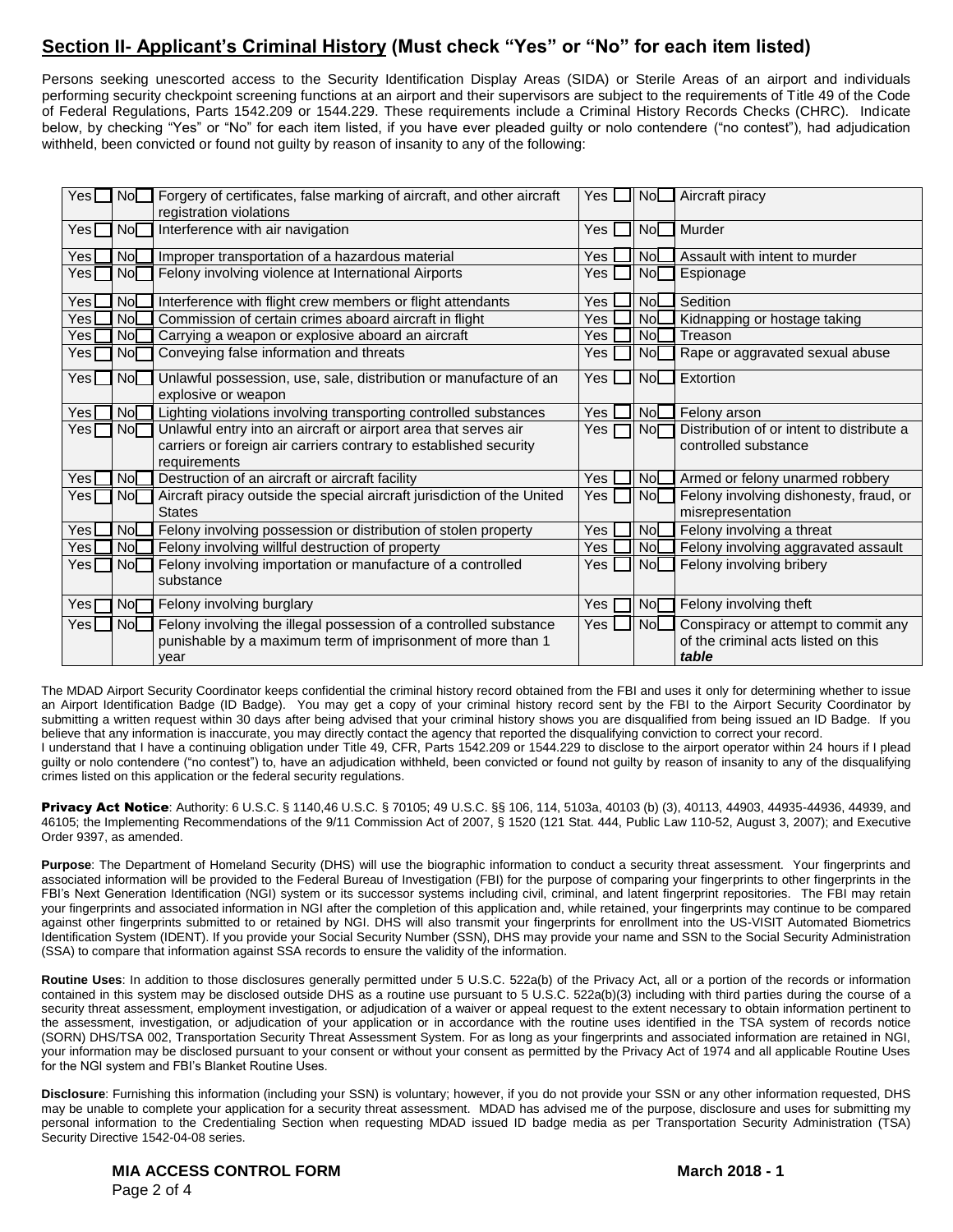## Section II- Applicant's Criminal History (Must check "Yes" or "No" for each item listed)

Persons seeking unescorted access to the Security Identification Display Areas (SIDA) or Sterile Areas of an airport and individuals performing security checkpoint screening functions at an airport and their supervisors are subject to the requirements of Title 49 of the Code of Federal Regulations, Parts 1542.209 or 1544.229. These requirements include a Criminal History Records Checks (CHRC). Indicate below, by checking "Yes" or "No" for each item listed, if you have ever pleaded guilty or nolo contendere ("no contest"), had adjudication withheld, been convicted or found not guilty by reason of insanity to any of the following:

| Yes | No | Offense | Yes | No | Offense |
|---|---|---|---|---|---|
| Yes ☐ | No ☐ | Forgery of certificates, false marking of aircraft, and other aircraft registration violations | Yes ☐ | No ☐ | Aircraft piracy |
| Yes ☐ | No ☐ | Interference with air navigation | Yes ☐ | No ☐ | Murder |
| Yes ☐ | No ☐ | Improper transportation of a hazardous material | Yes ☐ | No ☐ | Assault with intent to murder |
| Yes ☐ | No ☐ | Felony involving violence at International Airports | Yes ☐ | No ☐ | Espionage |
| Yes ☐ | No ☐ | Interference with flight crew members or flight attendants | Yes ☐ | No ☐ | Sedition |
| Yes ☐ | No ☐ | Commission of certain crimes aboard aircraft in flight | Yes ☐ | No ☐ | Kidnapping or hostage taking |
| Yes ☐ | No ☐ | Carrying a weapon or explosive aboard an aircraft | Yes ☐ | No ☐ | Treason |
| Yes ☐ | No ☐ | Conveying false information and threats | Yes ☐ | No ☐ | Rape or aggravated sexual abuse |
| Yes ☐ | No ☐ | Unlawful possession, use, sale, distribution or manufacture of an explosive or weapon | Yes ☐ | No ☐ | Extortion |
| Yes ☐ | No ☐ | Lighting violations involving transporting controlled substances | Yes ☐ | No ☐ | Felony arson |
| Yes ☐ | No ☐ | Unlawful entry into an aircraft or airport area that serves air carriers or foreign air carriers contrary to established security requirements | Yes ☐ | No ☐ | Distribution of or intent to distribute a controlled substance |
| Yes ☐ | No ☐ | Destruction of an aircraft or aircraft facility | Yes ☐ | No ☐ | Armed or felony unarmed robbery |
| Yes ☐ | No ☐ | Aircraft piracy outside the special aircraft jurisdiction of the United States | Yes ☐ | No ☐ | Felony involving dishonesty, fraud, or misrepresentation |
| Yes ☐ | No ☐ | Felony involving possession or distribution of stolen property | Yes ☐ | No ☐ | Felony involving a threat |
| Yes ☐ | No ☐ | Felony involving willful destruction of property | Yes ☐ | No ☐ | Felony involving aggravated assault |
| Yes ☐ | No ☐ | Felony involving importation or manufacture of a controlled substance | Yes ☐ | No ☐ | Felony involving bribery |
| Yes ☐ | No ☐ | Felony involving burglary | Yes ☐ | No ☐ | Felony involving theft |
| Yes ☐ | No ☐ | Felony involving the illegal possession of a controlled substance punishable by a maximum term of imprisonment of more than 1 year | Yes ☐ | No ☐ | Conspiracy or attempt to commit any of the criminal acts listed on this ***table*** |

The MDAD Airport Security Coordinator keeps confidential the criminal history record obtained from the FBI and uses it only for determining whether to issue an Airport Identification Badge (ID Badge). You may get a copy of your criminal history record sent by the FBI to the Airport Security Coordinator by submitting a written request within 30 days after being advised that your criminal history shows you are disqualified from being issued an ID Badge. If you believe that any information is inaccurate, you may directly contact the agency that reported the disqualifying conviction to correct your record.
I understand that I have a continuing obligation under Title 49, CFR, Parts 1542.209 or 1544.229 to disclose to the airport operator within 24 hours if I plead guilty or nolo contendere ("no contest") to, have an adjudication withheld, been convicted or found not guilty by reason of insanity to any of the disqualifying crimes listed on this application or the federal security regulations.

**Privacy Act Notice**: Authority: 6 U.S.C. § 1140,46 U.S.C. § 70105; 49 U.S.C. §§ 106, 114, 5103a, 40103 (b) (3), 40113, 44903, 44935-44936, 44939, and 46105; the Implementing Recommendations of the 9/11 Commission Act of 2007, § 1520 (121 Stat. 444, Public Law 110-52, August 3, 2007); and Executive Order 9397, as amended.

**Purpose**: The Department of Homeland Security (DHS) will use the biographic information to conduct a security threat assessment. Your fingerprints and associated information will be provided to the Federal Bureau of Investigation (FBI) for the purpose of comparing your fingerprints to other fingerprints in the FBI's Next Generation Identification (NGI) system or its successor systems including civil, criminal, and latent fingerprint repositories. The FBI may retain your fingerprints and associated information in NGI after the completion of this application and, while retained, your fingerprints may continue to be compared against other fingerprints submitted to or retained by NGI. DHS will also transmit your fingerprints for enrollment into the US-VISIT Automated Biometrics Identification System (IDENT). If you provide your Social Security Number (SSN), DHS may provide your name and SSN to the Social Security Administration (SSA) to compare that information against SSA records to ensure the validity of the information.

**Routine Uses**: In addition to those disclosures generally permitted under 5 U.S.C. 522a(b) of the Privacy Act, all or a portion of the records or information contained in this system may be disclosed outside DHS as a routine use pursuant to 5 U.S.C. 522a(b)(3) including with third parties during the course of a security threat assessment, employment investigation, or adjudication of a waiver or appeal request to the extent necessary to obtain information pertinent to the assessment, investigation, or adjudication of your application or in accordance with the routine uses identified in the TSA system of records notice (SORN) DHS/TSA 002, Transportation Security Threat Assessment System. For as long as your fingerprints and associated information are retained in NGI, your information may be disclosed pursuant to your consent or without your consent as permitted by the Privacy Act of 1974 and all applicable Routine Uses for the NGI system and FBI's Blanket Routine Uses.

**Disclosure**: Furnishing this information (including your SSN) is voluntary; however, if you do not provide your SSN or any other information requested, DHS may be unable to complete your application for a security threat assessment. MDAD has advised me of the purpose, disclosure and uses for submitting my personal information to the Credentialing Section when requesting MDAD issued ID badge media as per Transportation Security Administration (TSA) Security Directive 1542-04-08 series.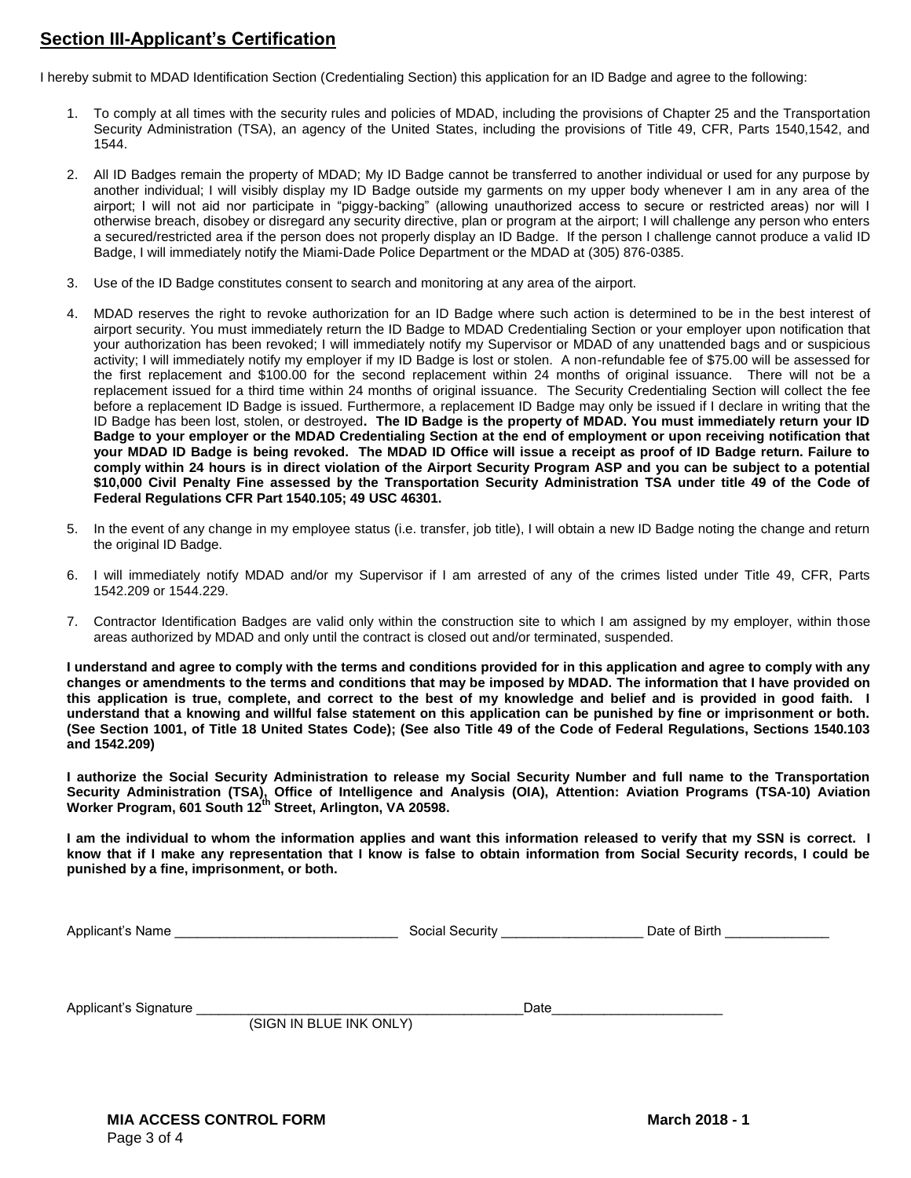## Section III-Applicant's Certification

I hereby submit to MDAD Identification Section (Credentialing Section) this application for an ID Badge and agree to the following:

1. To comply at all times with the security rules and policies of MDAD, including the provisions of Chapter 25 and the Transportation Security Administration (TSA), an agency of the United States, including the provisions of Title 49, CFR, Parts 1540,1542, and 1544.

2. All ID Badges remain the property of MDAD; My ID Badge cannot be transferred to another individual or used for any purpose by another individual; I will visibly display my ID Badge outside my garments on my upper body whenever I am in any area of the airport; I will not aid nor participate in "piggy-backing" (allowing unauthorized access to secure or restricted areas) nor will I otherwise breach, disobey or disregard any security directive, plan or program at the airport; I will challenge any person who enters a secured/restricted area if the person does not properly display an ID Badge. If the person I challenge cannot produce a valid ID Badge, I will immediately notify the Miami-Dade Police Department or the MDAD at (305) 876-0385.

3. Use of the ID Badge constitutes consent to search and monitoring at any area of the airport.

4. MDAD reserves the right to revoke authorization for an ID Badge where such action is determined to be in the best interest of airport security. You must immediately return the ID Badge to MDAD Credentialing Section or your employer upon notification that your authorization has been revoked; I will immediately notify my Supervisor or MDAD of any unattended bags and or suspicious activity; I will immediately notify my employer if my ID Badge is lost or stolen. A non-refundable fee of $75.00 will be assessed for the first replacement and $100.00 for the second replacement within 24 months of original issuance. There will not be a replacement issued for a third time within 24 months of original issuance. The Security Credentialing Section will collect the fee before a replacement ID Badge is issued. Furthermore, a replacement ID Badge may only be issued if I declare in writing that the ID Badge has been lost, stolen, or destroyed**. The ID Badge is the property of MDAD. You must immediately return your ID Badge to your employer or the MDAD Credentialing Section at the end of employment or upon receiving notification that your MDAD ID Badge is being revoked. The MDAD ID Office will issue a receipt as proof of ID Badge return. Failure to comply within 24 hours is in direct violation of the Airport Security Program ASP and you can be subject to a potential $10,000 Civil Penalty Fine assessed by the Transportation Security Administration TSA under title 49 of the Code of Federal Regulations CFR Part 1540.105; 49 USC 46301.**

5. In the event of any change in my employee status (i.e. transfer, job title), I will obtain a new ID Badge noting the change and return the original ID Badge.

6. I will immediately notify MDAD and/or my Supervisor if I am arrested of any of the crimes listed under Title 49, CFR, Parts 1542.209 or 1544.229.

7. Contractor Identification Badges are valid only within the construction site to which I am assigned by my employer, within those areas authorized by MDAD and only until the contract is closed out and/or terminated, suspended.

**I understand and agree to comply with the terms and conditions provided for in this application and agree to comply with any changes or amendments to the terms and conditions that may be imposed by MDAD. The information that I have provided on this application is true, complete, and correct to the best of my knowledge and belief and is provided in good faith. I understand that a knowing and willful false statement on this application can be punished by fine or imprisonment or both. (See Section 1001, of Title 18 United States Code); (See also Title 49 of the Code of Federal Regulations, Sections 1540.103 and 1542.209)**

**I authorize the Social Security Administration to release my Social Security Number and full name to the Transportation Security Administration (TSA), Office of Intelligence and Analysis (OIA), Attention: Aviation Programs (TSA-10) Aviation Worker Program, 601 South 12th Street, Arlington, VA 20598.**

**I am the individual to whom the information applies and want this information released to verify that my SSN is correct. I know that if I make any representation that I know is false to obtain information from Social Security records, I could be punished by a fine, imprisonment, or both.**

Applicant's Name ______________________________ Social Security ___________________ Date of Birth ______________

Applicant's Signature ____________________________________________ Date_______________________
(SIGN IN BLUE INK ONLY)

**MIA ACCESS CONTROL FORM** **March 2018 - 1**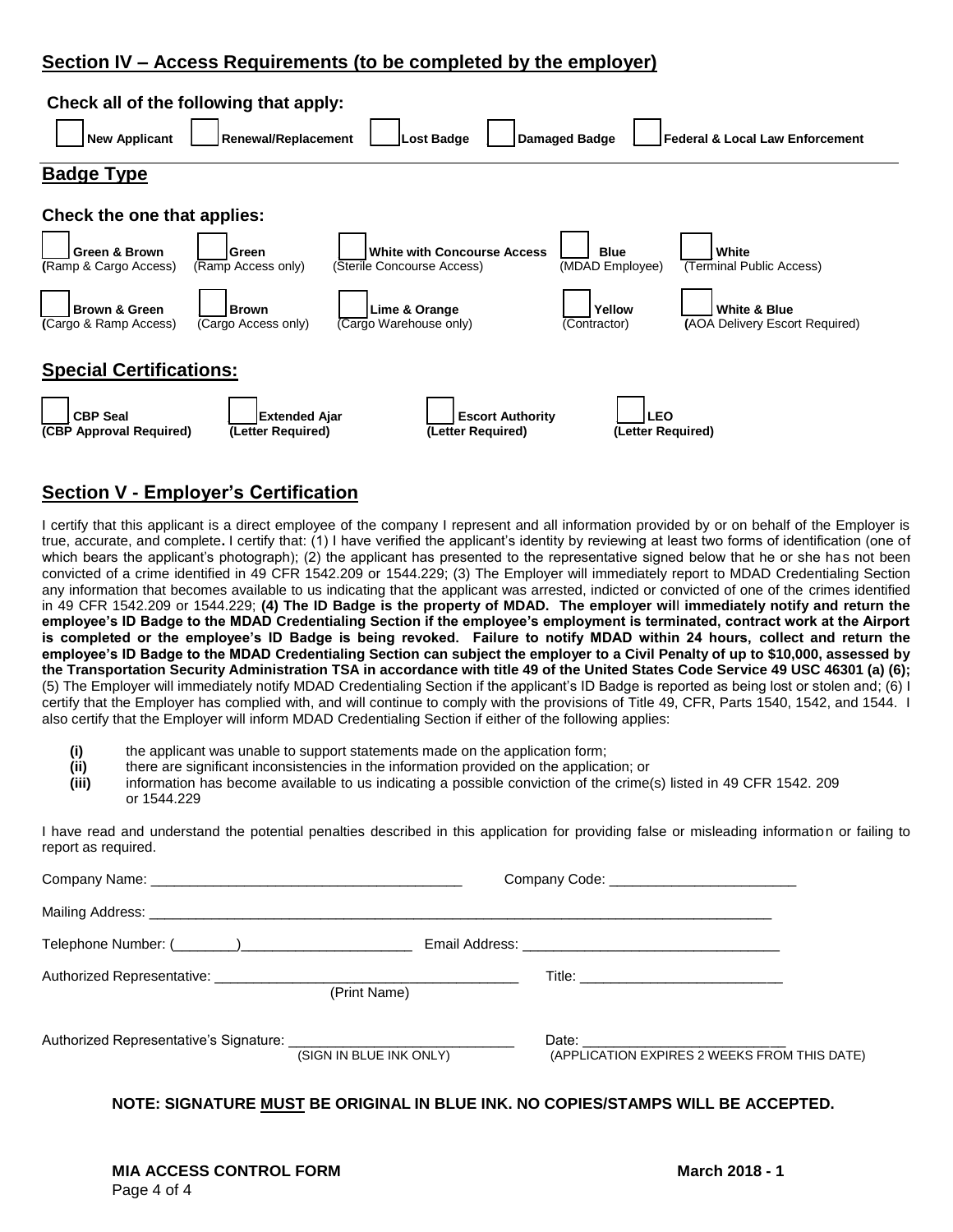## Section IV – Access Requirements (to be completed by the employer)

**Check all of the following that apply:**

☐ **New Applicant** ☐ **Renewal/Replacement** ☐ **Lost Badge** ☐ **Damaged Badge** ☐ **Federal & Local Law Enforcement**

## Badge Type

**Check the one that applies:**

☐ **Green & Brown** (Ramp & Cargo Access)
☐ **Green** (Ramp Access only)
☐ **White with Concourse Access** (Sterile Concourse Access)
☐ **Blue** (MDAD Employee)
☐ **White** (Terminal Public Access)

☐ **Brown & Green** (Cargo & Ramp Access)
☐ **Brown** (Cargo Access only)
☐ **Lime & Orange** (Cargo Warehouse only)
☐ **Yellow** (Contractor)
☐ **White & Blue** (AOA Delivery Escort Required)

## Special Certifications:

☐ **CBP Seal** **(CBP Approval Required)**
☐ **Extended Ajar** **(Letter Required)**
☐ **Escort Authority** **(Letter Required)**
☐ **LEO** **(Letter Required)**

## Section V - Employer's Certification

I certify that this applicant is a direct employee of the company I represent and all information provided by or on behalf of the Employer is true, accurate, and complete**.** I certify that: (1) I have verified the applicant's identity by reviewing at least two forms of identification (one of which bears the applicant's photograph); (2) the applicant has presented to the representative signed below that he or she has not been convicted of a crime identified in 49 CFR 1542.209 or 1544.229; (3) The Employer will immediately report to MDAD Credentialing Section any information that becomes available to us indicating that the applicant was arrested, indicted or convicted of one of the crimes identified in 49 CFR 1542.209 or 1544.229; **(4) The ID Badge is the property of MDAD. The employer will immediately notify and return the employee's ID Badge to the MDAD Credentialing Section if the employee's employment is terminated, contract work at the Airport is completed or the employee's ID Badge is being revoked. Failure to notify MDAD within 24 hours, collect and return the employee's ID Badge to the MDAD Credentialing Section can subject the employer to a Civil Penalty of up to $10,000, assessed by the Transportation Security Administration TSA in accordance with title 49 of the United States Code Service 49 USC 46301 (a) (6);** (5) The Employer will immediately notify MDAD Credentialing Section if the applicant's ID Badge is reported as being lost or stolen and; (6) I certify that the Employer has complied with, and will continue to comply with the provisions of Title 49, CFR, Parts 1540, 1542, and 1544. I also certify that the Employer will inform MDAD Credentialing Section if either of the following applies:

**(i)** the applicant was unable to support statements made on the application form;
**(ii)** there are significant inconsistencies in the information provided on the application; or
**(iii)** information has become available to us indicating a possible conviction of the crime(s) listed in 49 CFR 1542. 209 or 1544.229

I have read and understand the potential penalties described in this application for providing false or misleading information or failing to report as required.

Company Name: ________________________________________ Company Code: ________________________

Mailing Address: ________________________________________________________________________________

Telephone Number: (________)______________________ Email Address: ________________________________

Authorized Representative: ______________________________________ Title: __________________________
(Print Name)

Authorized Representative's Signature: ____________________________ Date: __________________________
(SIGN IN BLUE INK ONLY) (APPLICATION EXPIRES 2 WEEKS FROM THIS DATE)

**NOTE: SIGNATURE MUST BE ORIGINAL IN BLUE INK. NO COPIES/STAMPS WILL BE ACCEPTED.**

**MIA ACCESS CONTROL FORM** **March 2018 - 1**